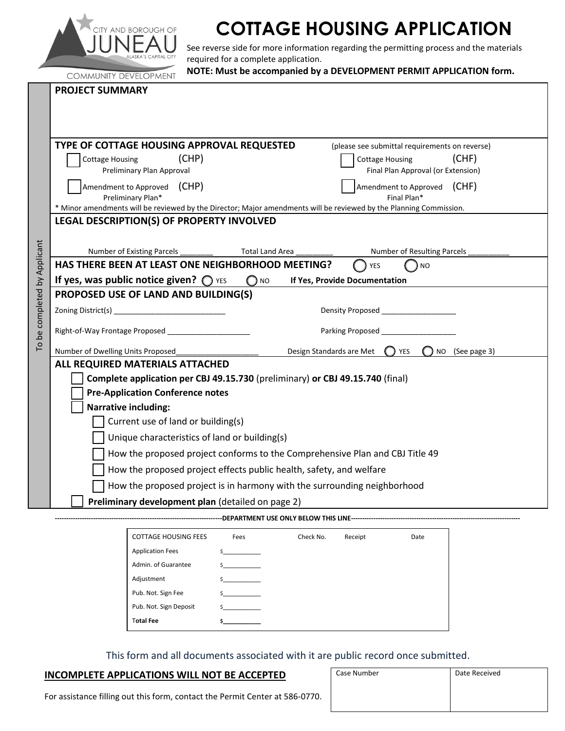CITY AND BOROUGH OF JUNEAU — ALASKA'S CAPITAL CITY — COMMUNITY DEVELOPMENT

# COTTAGE HOUSING APPLICATION

See reverse side for more information regarding the permitting process and the materials required for a complete application.

**NOTE: Must be accompanied by a DEVELOPMENT PERMIT APPLICATION form.**

*To be completed by Applicant*

## PROJECT SUMMARY

## TYPE OF COTTAGE HOUSING APPROVAL REQUESTED

(please see submittal requirements on reverse)

- ☐ Cottage Housing Preliminary Plan Approval (CHP)
- ☐ Cottage Housing Final Plan Approval (or Extension) (CHF)
- ☐ Amendment to Approved Preliminary Plan* (CHP)
- ☐ Amendment to Approved Final Plan* (CHF)

\* Minor amendments will be reviewed by the Director; Major amendments will be reviewed by the Planning Commission.

## LEGAL DESCRIPTION(S) OF PROPERTY INVOLVED

Number of Existing Parcels ________ Total Land Area _________ Number of Resulting Parcels __________

## HAS THERE BEEN AT LEAST ONE NEIGHBORHOOD MEETING? ○ YES ○ NO

**If yes, was public notice given?** ○ YES ○ NO **If Yes, Provide Documentation**

## PROPOSED USE OF LAND AND BUILDING(S)

Zoning District(s) ___________________________ Density Proposed __________________

Right-of-Way Frontage Proposed ____________________ Parking Proposed __________________

Number of Dwelling Units Proposed____________________ Design Standards are Met ○ YES ○ NO (See page 3)

## ALL REQUIRED MATERIALS ATTACHED

- ☐ **Complete application per CBJ 49.15.730** (preliminary) **or CBJ 49.15.740** (final)
- ☐ **Pre-Application Conference notes**
- ☐ **Narrative including:**
  - ☐ Current use of land or building(s)
  - ☐ Unique characteristics of land or building(s)
  - ☐ How the proposed project conforms to the Comprehensive Plan and CBJ Title 49
  - ☐ How the proposed project effects public health, safety, and welfare
  - ☐ How the proposed project is in harmony with the surrounding neighborhood
- ☐ **Preliminary development plan** (detailed on page 2)

---------------------------------------------------------------------------**DEPARTMENT USE ONLY BELOW THIS LINE**---------------------------------------------------------------------------

| COTTAGE HOUSING FEES | Fees | Check No. | Receipt | Date |
|---|---|---|---|---|
| Application Fees | $___________ | | | |
| Admin. of Guarantee | $___________ | | | |
| Adjustment | $___________ | | | |
| Pub. Not. Sign Fee | $___________ | | | |
| Pub. Not. Sign Deposit | $___________ | | | |
| **Total Fee** | **$___________** | | | |

This form and all documents associated with it are public record once submitted.

**INCOMPLETE APPLICATIONS WILL NOT BE ACCEPTED**

For assistance filling out this form, contact the Permit Center at 586-0770.

| Case Number | Date Received |
|---|---|
| | |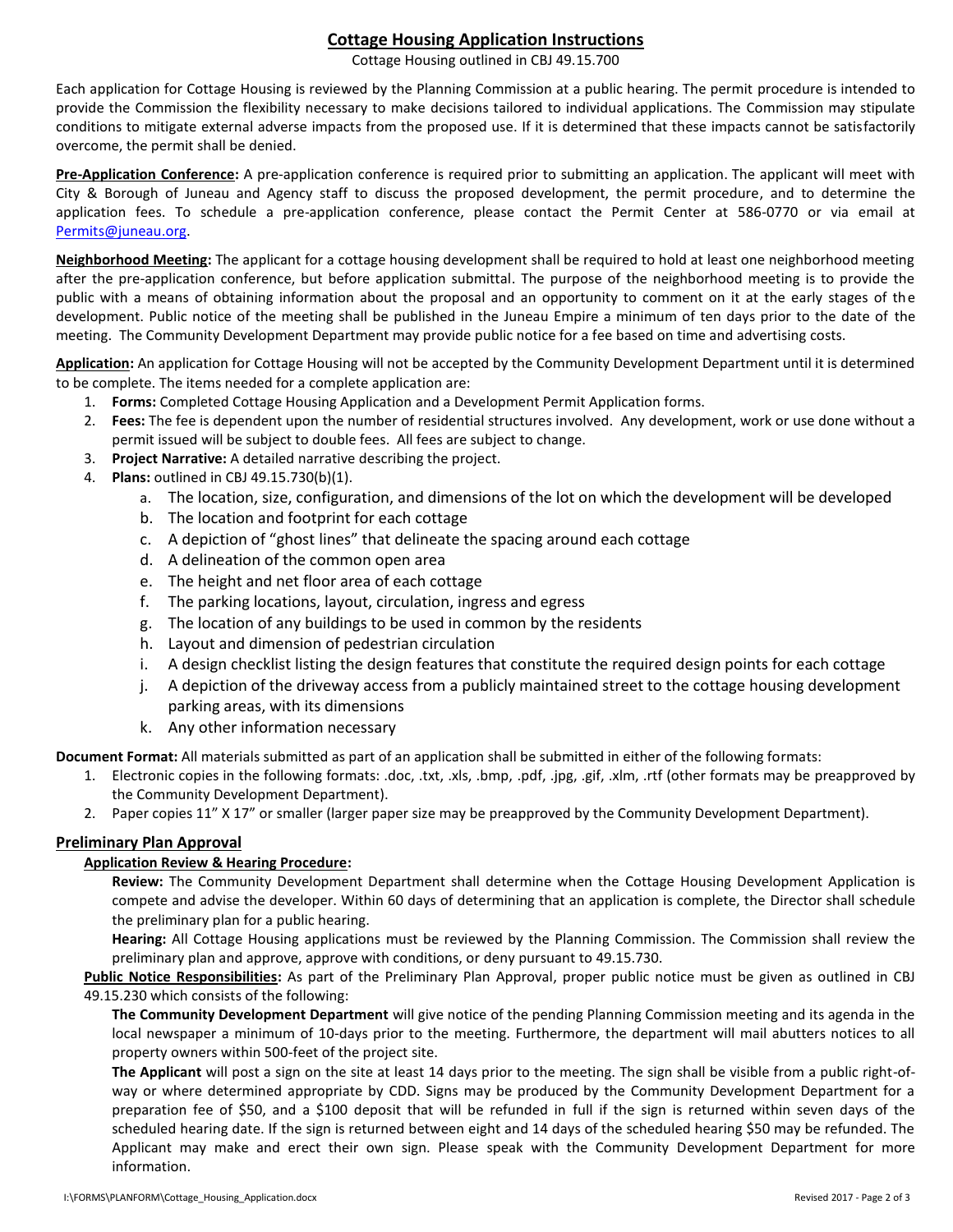# Cottage Housing Application Instructions

Cottage Housing outlined in CBJ 49.15.700

Each application for Cottage Housing is reviewed by the Planning Commission at a public hearing. The permit procedure is intended to provide the Commission the flexibility necessary to make decisions tailored to individual applications. The Commission may stipulate conditions to mitigate external adverse impacts from the proposed use. If it is determined that these impacts cannot be satisfactorily overcome, the permit shall be denied.

**Pre-Application Conference:** A pre-application conference is required prior to submitting an application. The applicant will meet with City & Borough of Juneau and Agency staff to discuss the proposed development, the permit procedure, and to determine the application fees. To schedule a pre-application conference, please contact the Permit Center at 586-0770 or via email at Permits@juneau.org.

**Neighborhood Meeting:** The applicant for a cottage housing development shall be required to hold at least one neighborhood meeting after the pre-application conference, but before application submittal. The purpose of the neighborhood meeting is to provide the public with a means of obtaining information about the proposal and an opportunity to comment on it at the early stages of the development. Public notice of the meeting shall be published in the Juneau Empire a minimum of ten days prior to the date of the meeting. The Community Development Department may provide public notice for a fee based on time and advertising costs.

**Application:** An application for Cottage Housing will not be accepted by the Community Development Department until it is determined to be complete. The items needed for a complete application are:

1. **Forms:** Completed Cottage Housing Application and a Development Permit Application forms.
2. **Fees:** The fee is dependent upon the number of residential structures involved. Any development, work or use done without a permit issued will be subject to double fees. All fees are subject to change.
3. **Project Narrative:** A detailed narrative describing the project.
4. **Plans:** outlined in CBJ 49.15.730(b)(1).
   a. The location, size, configuration, and dimensions of the lot on which the development will be developed
   b. The location and footprint for each cottage
   c. A depiction of "ghost lines" that delineate the spacing around each cottage
   d. A delineation of the common open area
   e. The height and net floor area of each cottage
   f. The parking locations, layout, circulation, ingress and egress
   g. The location of any buildings to be used in common by the residents
   h. Layout and dimension of pedestrian circulation
   i. A design checklist listing the design features that constitute the required design points for each cottage
   j. A depiction of the driveway access from a publicly maintained street to the cottage housing development parking areas, with its dimensions
   k. Any other information necessary

**Document Format:** All materials submitted as part of an application shall be submitted in either of the following formats:

1. Electronic copies in the following formats: .doc, .txt, .xls, .bmp, .pdf, .jpg, .gif, .xlm, .rtf (other formats may be preapproved by the Community Development Department).
2. Paper copies 11" X 17" or smaller (larger paper size may be preapproved by the Community Development Department).

## Preliminary Plan Approval

**Application Review & Hearing Procedure:**

**Review:** The Community Development Department shall determine when the Cottage Housing Development Application is compete and advise the developer. Within 60 days of determining that an application is complete, the Director shall schedule the preliminary plan for a public hearing.

**Hearing:** All Cottage Housing applications must be reviewed by the Planning Commission. The Commission shall review the preliminary plan and approve, approve with conditions, or deny pursuant to 49.15.730.

**Public Notice Responsibilities:** As part of the Preliminary Plan Approval, proper public notice must be given as outlined in CBJ 49.15.230 which consists of the following:

**The Community Development Department** will give notice of the pending Planning Commission meeting and its agenda in the local newspaper a minimum of 10-days prior to the meeting. Furthermore, the department will mail abutters notices to all property owners within 500-feet of the project site.

**The Applicant** will post a sign on the site at least 14 days prior to the meeting. The sign shall be visible from a public right-of-way or where determined appropriate by CDD. Signs may be produced by the Community Development Department for a preparation fee of $50, and a $100 deposit that will be refunded in full if the sign is returned within seven days of the scheduled hearing date. If the sign is returned between eight and 14 days of the scheduled hearing $50 may be refunded. The Applicant may make and erect their own sign. Please speak with the Community Development Department for more information.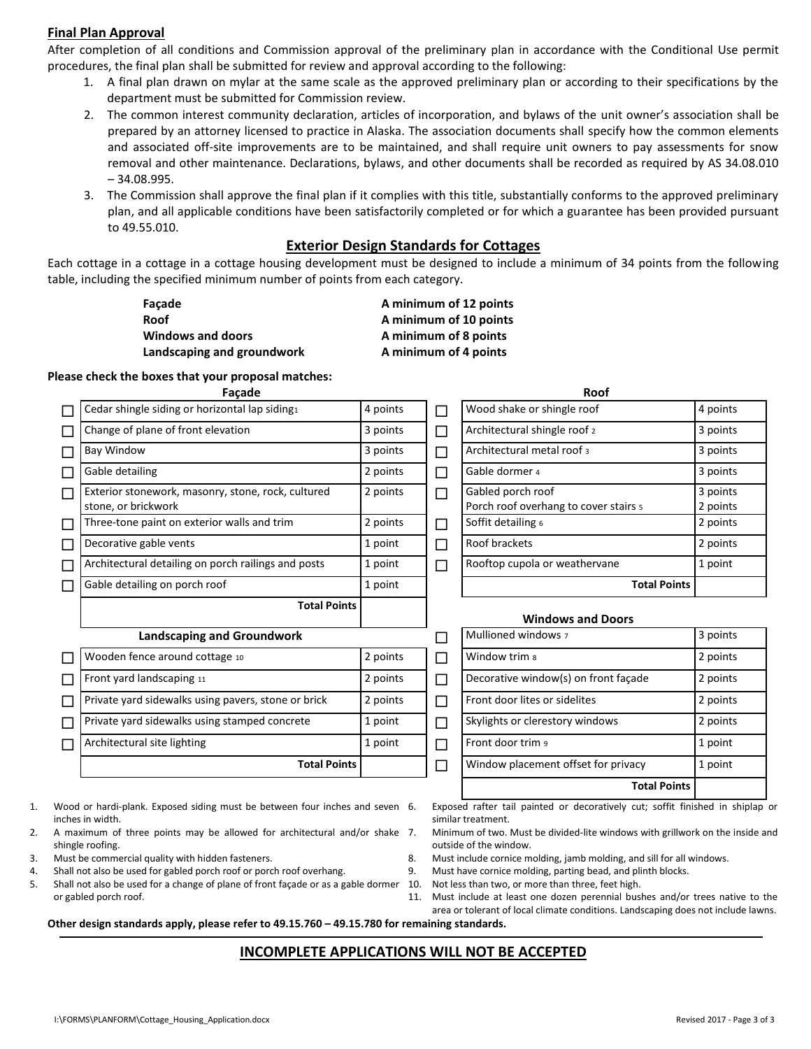## Final Plan Approval

After completion of all conditions and Commission approval of the preliminary plan in accordance with the Conditional Use permit procedures, the final plan shall be submitted for review and approval according to the following:

1. A final plan drawn on mylar at the same scale as the approved preliminary plan or according to their specifications by the department must be submitted for Commission review.
2. The common interest community declaration, articles of incorporation, and bylaws of the unit owner's association shall be prepared by an attorney licensed to practice in Alaska. The association documents shall specify how the common elements and associated off-site improvements are to be maintained, and shall require unit owners to pay assessments for snow removal and other maintenance. Declarations, bylaws, and other documents shall be recorded as required by AS 34.08.010 – 34.08.995.
3. The Commission shall approve the final plan if it complies with this title, substantially conforms to the approved preliminary plan, and all applicable conditions have been satisfactorily completed or for which a guarantee has been provided pursuant to 49.55.010.

## Exterior Design Standards for Cottages

Each cottage in a cottage in a cottage housing development must be designed to include a minimum of 34 points from the following table, including the specified minimum number of points from each category.

| | |
|---|---|
| **Façade** | **A minimum of 12 points** |
| **Roof** | **A minimum of 10 points** |
| **Windows and doors** | **A minimum of 8 points** |
| **Landscaping and groundwork** | **A minimum of 4 points** |

**Please check the boxes that your proposal matches:**

**Façade**

| | | |
|---|---|---|
| ☐ | Cedar shingle siding or horizontal lap siding[1] | 4 points |
| ☐ | Change of plane of front elevation | 3 points |
| ☐ | Bay Window | 3 points |
| ☐ | Gable detailing | 2 points |
| ☐ | Exterior stonework, masonry, stone, rock, cultured stone, or brickwork | 2 points |
| ☐ | Three-tone paint on exterior walls and trim | 2 points |
| ☐ | Decorative gable vents | 1 point |
| ☐ | Architectural detailing on porch railings and posts | 1 point |
| ☐ | Gable detailing on porch roof | 1 point |
| | **Total Points** | |

**Roof**

| | | |
|---|---|---|
| ☐ | Wood shake or shingle roof | 4 points |
| ☐ | Architectural shingle roof [2] | 3 points |
| ☐ | Architectural metal roof [3] | 3 points |
| ☐ | Gable dormer [4] | 3 points |
| ☐ | Gabled porch roof<br>Porch roof overhang to cover stairs [5] | 3 points<br>2 points |
| ☐ | Soffit detailing [6] | 2 points |
| ☐ | Roof brackets | 2 points |
| ☐ | Rooftop cupola or weathervane | 1 point |
| | **Total Points** | |

**Landscaping and Groundwork**

| | | |
|---|---|---|
| ☐ | Wooden fence around cottage [10] | 2 points |
| ☐ | Front yard landscaping [11] | 2 points |
| ☐ | Private yard sidewalks using pavers, stone or brick | 2 points |
| ☐ | Private yard sidewalks using stamped concrete | 1 point |
| ☐ | Architectural site lighting | 1 point |
| | **Total Points** | |

**Windows and Doors**

| | | |
|---|---|---|
| ☐ | Mullioned windows [7] | 3 points |
| ☐ | Window trim [8] | 2 points |
| ☐ | Decorative window(s) on front façade | 2 points |
| ☐ | Front door lites or sidelites | 2 points |
| ☐ | Skylights or clerestory windows | 2 points |
| ☐ | Front door trim [9] | 1 point |
| ☐ | Window placement offset for privacy | 1 point |
| | **Total Points** | |

1. Wood or hardi-plank. Exposed siding must be between four inches and seven inches in width.
2. A maximum of three points may be allowed for architectural and/or shake shingle roofing.
3. Must be commercial quality with hidden fasteners.
4. Shall not also be used for gabled porch roof or porch roof overhang.
5. Shall not also be used for a change of plane of front façade or as a gable dormer or gabled porch roof.
6. Exposed rafter tail painted or decoratively cut; soffit finished in shiplap or similar treatment.
7. Minimum of two. Must be divided-lite windows with grillwork on the inside and outside of the window.
8. Must include cornice molding, jamb molding, and sill for all windows.
9. Must have cornice molding, parting bead, and plinth blocks.
10. Not less than two, or more than three, feet high.
11. Must include at least one dozen perennial bushes and/or trees native to the area or tolerant of local climate conditions. Landscaping does not include lawns.

**Other design standards apply, please refer to 49.15.760 – 49.15.780 for remaining standards.**

## INCOMPLETE APPLICATIONS WILL NOT BE ACCEPTED